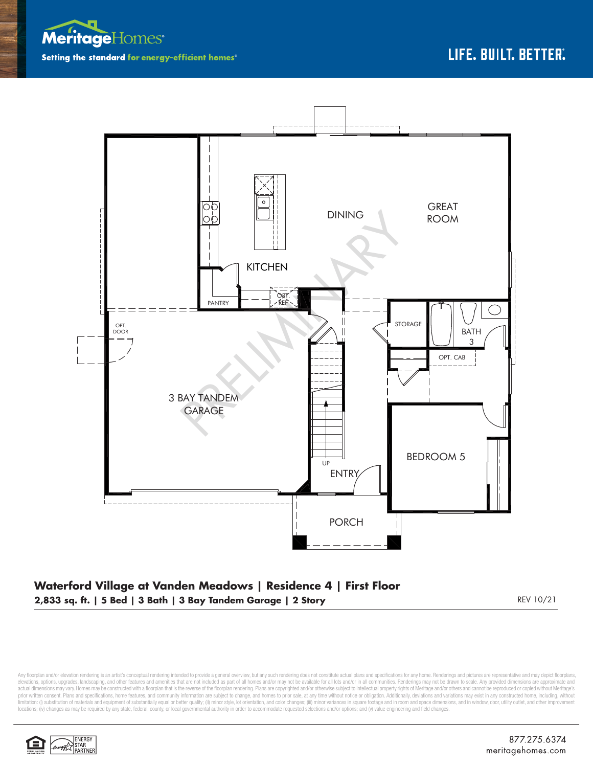Meritage Homes
**Setting the standard for energy-efficient homes®**

LIFE. BUILT. BETTER.

GREAT ROOM

DINING

KITCHEN

PANTRY

OPT. REF

OPT. DOOR

3 BAY TANDEM GARAGE

STORAGE

BATH 3

OPT. CAB

UP

ENTRY

BEDROOM 5

PORCH

PRELIMINARY

## Waterford Village at Vanden Meadows | Residence 4 | First Floor

**2,833 sq. ft. | 5 Bed | 3 Bath | 3 Bay Tandem Garage | 2 Story**

REV 10/21

Any floorplan and/or elevation rendering is an artist's conceptual rendering intended to provide a general overview, but any such rendering does not constitute actual plans and specifications for any home. Renderings and pictures are representative and may depict floorplans, elevations, options, upgrades, landscaping, and other features and amenities that are not included as part of all homes and/or may not be available for all lots and/or in all communities. Renderings may not be drawn to scale. Any provided dimensions are approximate and actual dimensions may vary. Homes may be constructed with a floorplan that is the reverse of the floorplan rendering. Plans are copyrighted and/or otherwise subject to intellectual property rights of Meritage and/or others and cannot be reproduced or copied without Meritage's prior written consent. Plans and specifications, home features, and community information are subject to change, and homes to prior sale, at any time without notice or obligation. Additionally, deviations and variations may exist in any constructed home, including, without limitation: (i) substitution of materials and equipment of substantially equal or better quality; (ii) minor style, lot orientation, and color changes; (iii) minor variances in square footage and in room and space dimensions, and in window, door, utility outlet, and other improvement locations; (iv) changes as may be required by any state, federal, county, or local governmental authority in order to accommodate requested selections and/or options; and (v) value engineering and field changes.

ENERGY STAR PARTNER

877.275.6374
meritagehomes.com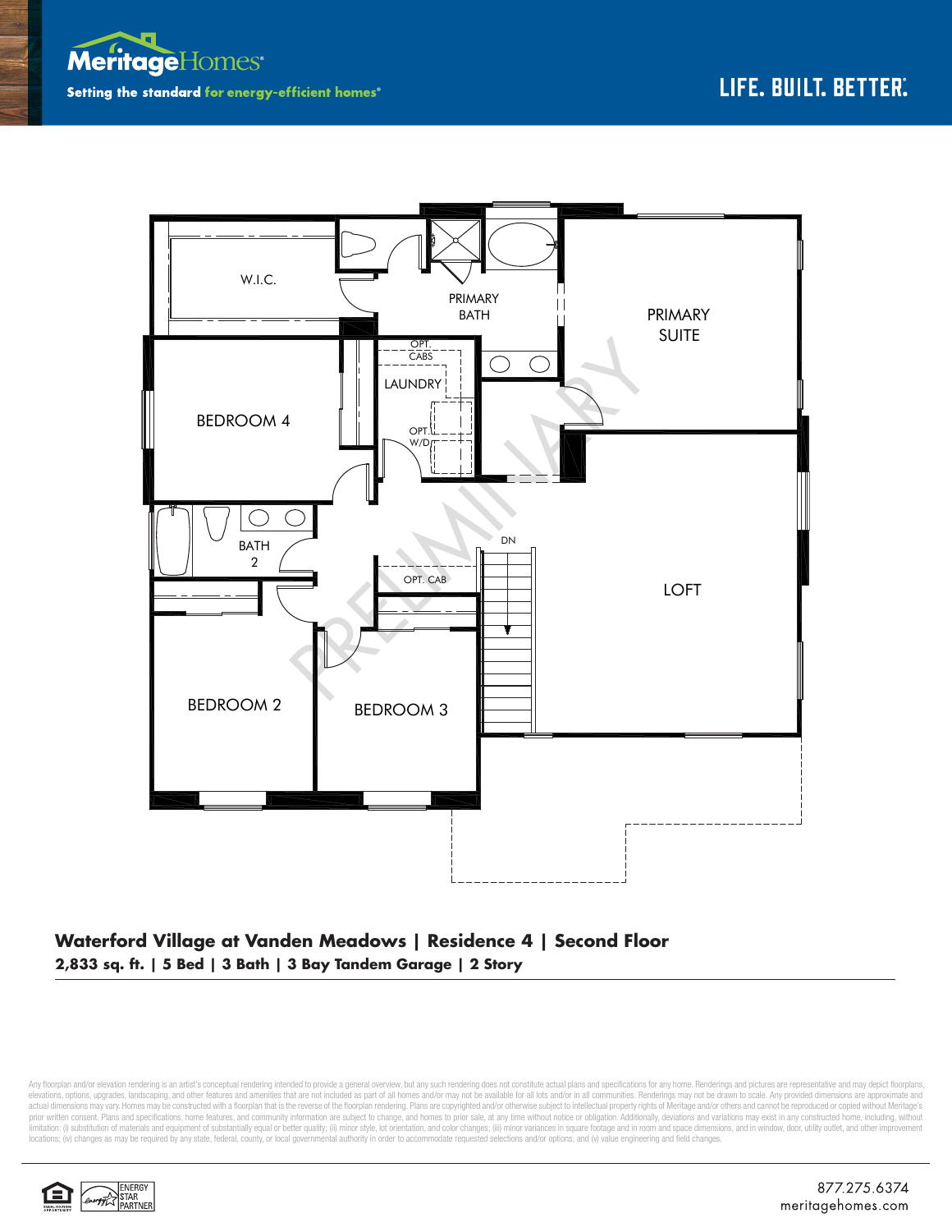MeritageHomes®

Setting the standard for energy-efficient homes®

LIFE. BUILT. BETTER.®

W.I.C.

PRIMARY BATH

PRIMARY SUITE

OPT. CABS

LAUNDRY

BEDROOM 4

OPT. W/D

BATH 2

DN

OPT. CAB

LOFT

BEDROOM 2

BEDROOM 3

PRELIMINARY

**Waterford Village at Vanden Meadows | Residence 4 | Second Floor**

**2,833 sq. ft. | 5 Bed | 3 Bath | 3 Bay Tandem Garage | 2 Story**

Any floorplan and/or elevation rendering is an artist's conceptual rendering intended to provide a general overview, but any such rendering does not constitute actual plans and specifications for any home. Renderings and pictures are representative and may depict floorplans, elevations, options, upgrades, landscaping, and other features and amenities that are not included as part of all homes and/or may not be available for all lots and/or in all communities. Renderings may not be drawn to scale. Any provided dimensions are approximate and actual dimensions may vary. Homes may be constructed with a floorplan that is the reverse of the floorplan rendering. Plans are copyrighted and/or otherwise subject to intellectual property rights of Meritage and/or others and cannot be reproduced or copied without Meritage's prior written consent. Plans and specifications, home features, and community information are subject to change, and homes to prior sale, at any time without notice or obligation. Additionally, deviations and variations may exist in any constructed home, including, without limitation: (i) substitution of materials and equipment of substantially equal or better quality; (ii) minor style, lot orientation, and color changes; (iii) minor variances in square footage and in room and space dimensions, and in window, door, utility outlet, and other improvement locations; (iv) changes as may be required by any state, federal, county, or local governmental authority in order to accommodate requested selections and/or options; and (v) value engineering and field changes.

ENERGY STAR PARTNER

877.275.6374
meritagehomes.com